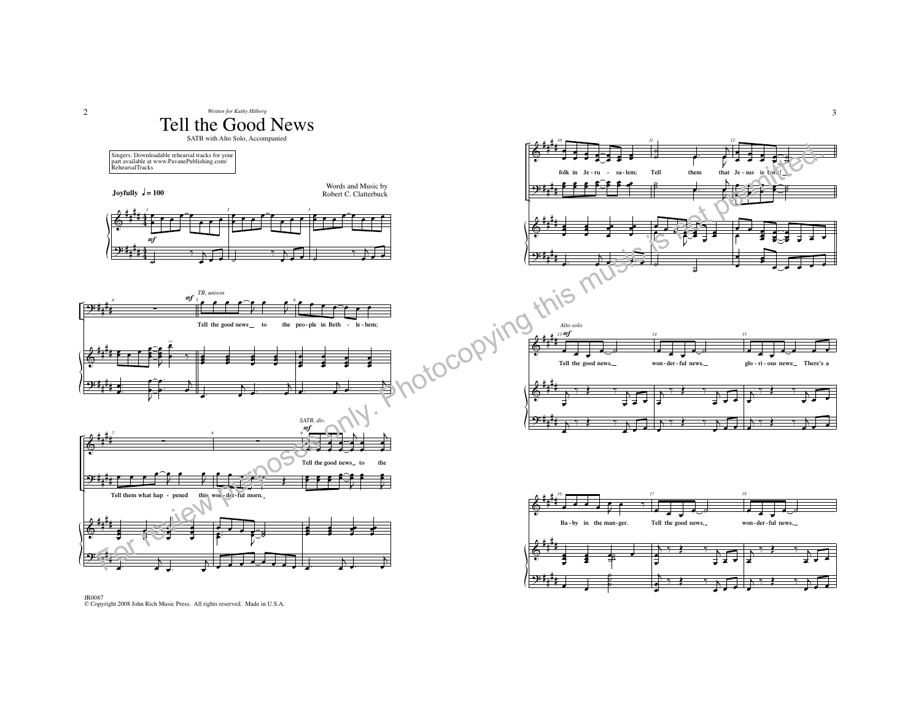*Written for Kathy Hilberg*

# Tell the Good News

SATB with Alto Solo, Accompanied

Singers: Downloadable rehearsal tracks for your part available at www.PavanePublishing.com/RehearsalTracks

**Joyfully** ♩= 100

Words and Music by
Robert C. Clatterbuck

*TB, unison*

Tell the good news to the peo - ple in Beth - le - hem;

Tell them what hap - pened this won - der - ful morn.

*SATB, div.*

Tell the good news to the folk in Je - ru - sa - lem;

Tell them that Je - sus is born!

*Alto solo*

Tell the good news, won - der - ful news, glo - ri - ous news: There's a Ba - by in the man - ger. Tell the good news, won - der - ful news,

JR0087
© Copyright 2008 John Rich Music Press. All rights reserved. Made in U.S.A.

For review purposes only. Photocopying this music is not permitted.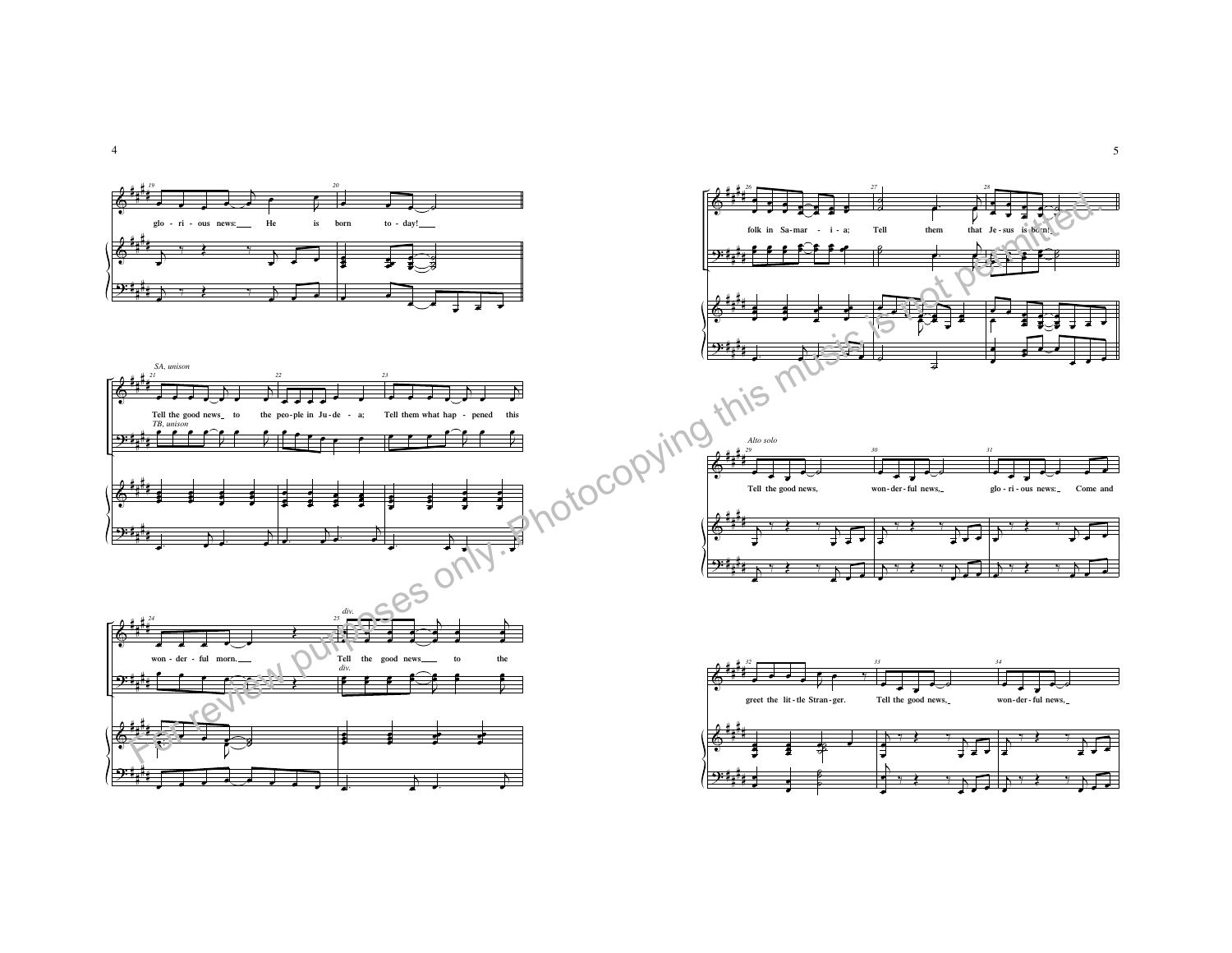glo - ri - ous news: He is born to - day!

*SA, unison*

Tell the good news to the peo - ple in Ju - de - a; Tell them what hap - pened this

*TB, unison*

won - der - ful morn.

*div.*

Tell the good news to the

*div.*

folk in Sa - mar - i - a; Tell them that Je - sus is born!

*Alto solo*

Tell the good news, won - der - ful news, glo - ri - ous news: Come and

greet the lit - tle Stran - ger. Tell the good news, won - der - ful news,

For review purposes only. Photocopying this music is not permitted.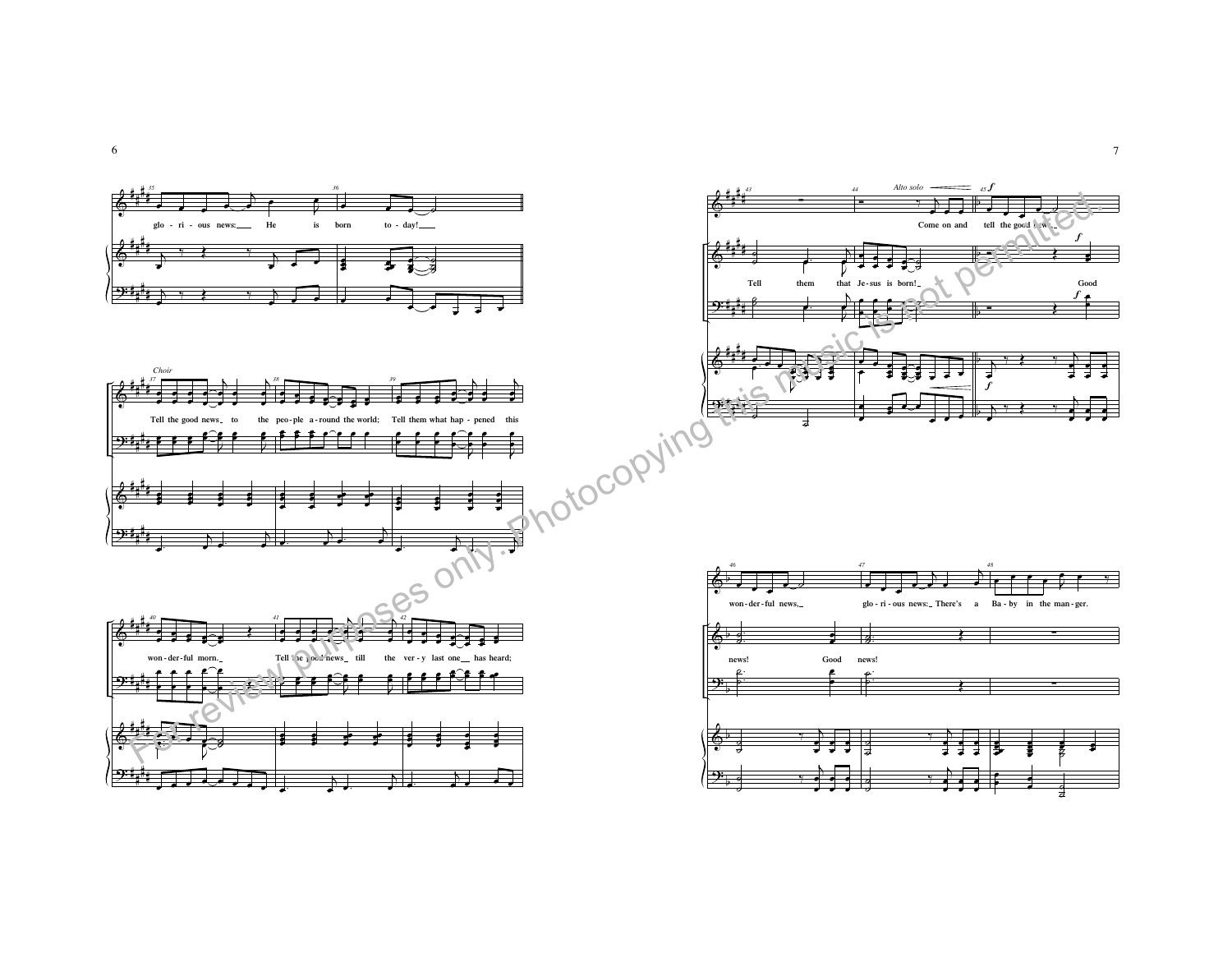35 36

glo - ri - ous news: He is born to - day!

*Choir*

37 38 39

Tell the good news to the peo - ple a - round the world; Tell them what hap - pened this

40 41 42

won - der - ful morn. Tell the good news till the ver - y last one has heard;

43 44 45

*Alto solo* ***f***

Come on and tell the good news

Tell them that Je - sus is born! Good

***f***

46 47 48

won - der - ful news, glo - ri - ous news: There's a Ba - by in the man - ger.

news! Good news!

For review purposes only. Photocopying this music is not permitted.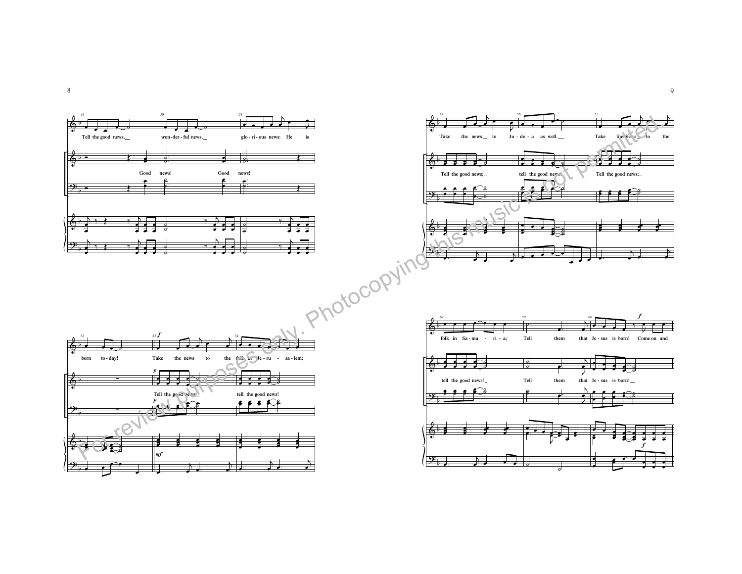49 Tell the good news, won - der - ful news, glo - ri - ous news: He is

Good news! Good news!

52 born to - day! 53 *f* Take the news to the folk in Je - ru - sa - lem;

*p* Tell the good news; tell the good news!

*mf*

55 Take the news to Ju - de - a as well. Take the news to the

Tell the good news; tell the good news; Tell the good news;

58 folk in Sa - ma - ri - a; Tell them that Je - sus is born! *f* Come on and

tell the good news! Tell them that Je - sus is born!

*f*

For review purposes only. Photocopying this music is not permitted.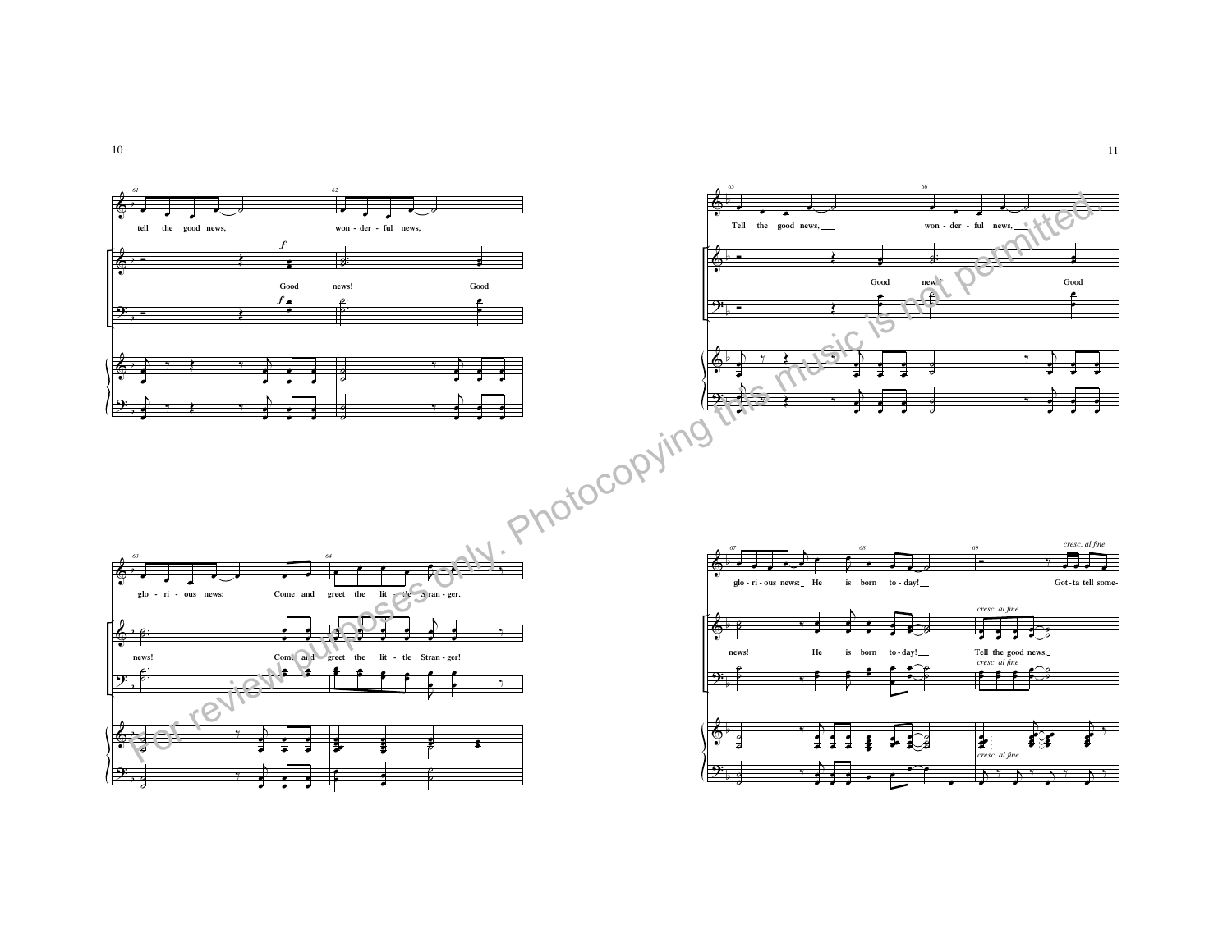61 62

tell the good news, won - der - ful news,

*f*

Good news! Good

63 64

glo - ri - ous news: Come and greet the lit - tle Stran - ger.

news! Come and greet the lit - tle Stran - ger!

65 66

Tell the good news, won - der - ful news,

Good news! Good

67 68 69

*cresc. al fine*

glo - ri - ous news: He is born to - day! Got - ta tell some-

*cresc. al fine*

news! He is born to - day! Tell the good news,

*cresc. al fine*

*cresc. al fine*

For review purposes only. Photocopying this music is not permitted.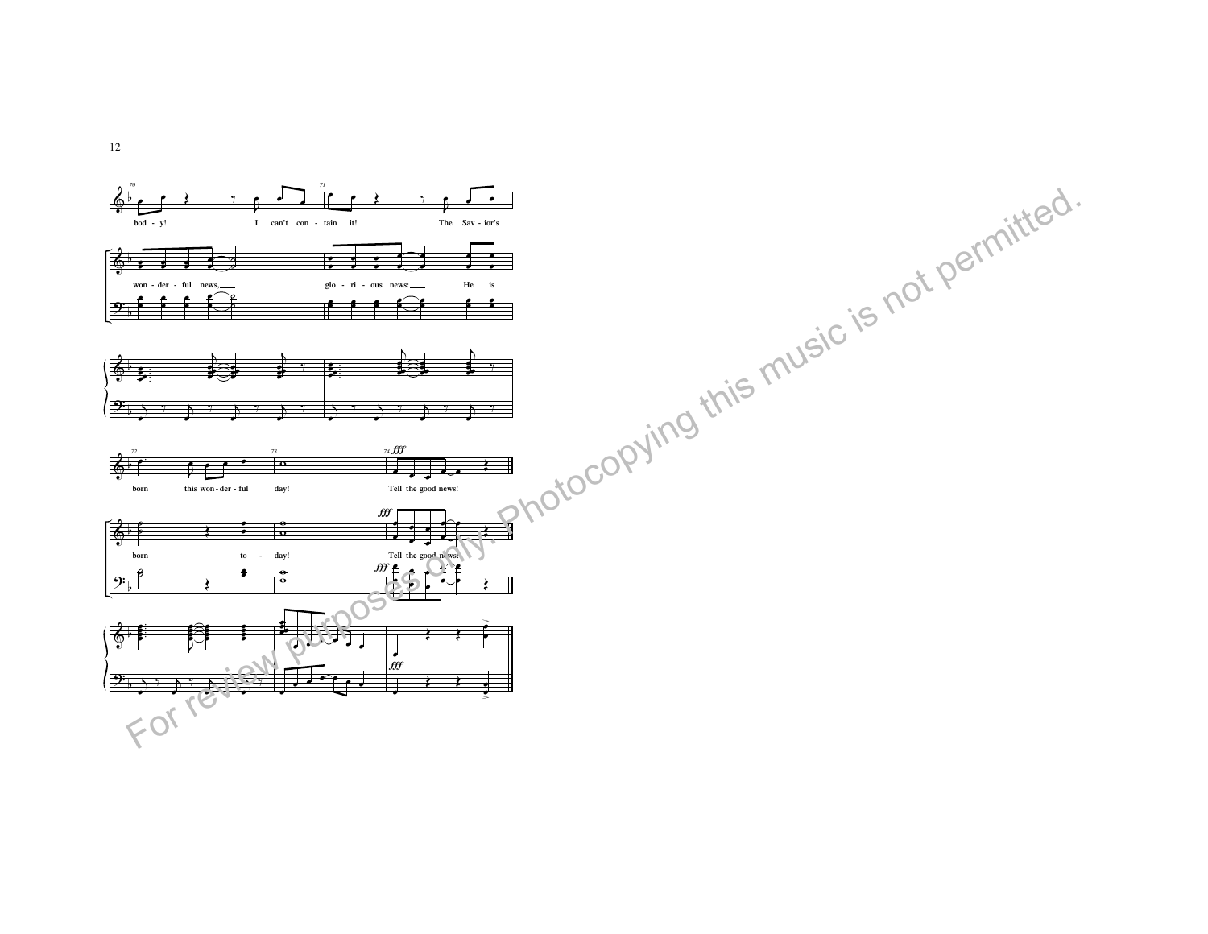70 bod - y! I can't con - 71 tain it! The Sav - ior's

won - der - ful news, glo - ri - ous news: He is

72 born this won - der - ful 73 day! 74 *fff* Tell the good news!

born to - day! *fff* Tell the good news!

*fff*

For review purposes only. Photocopying this music is not permitted.